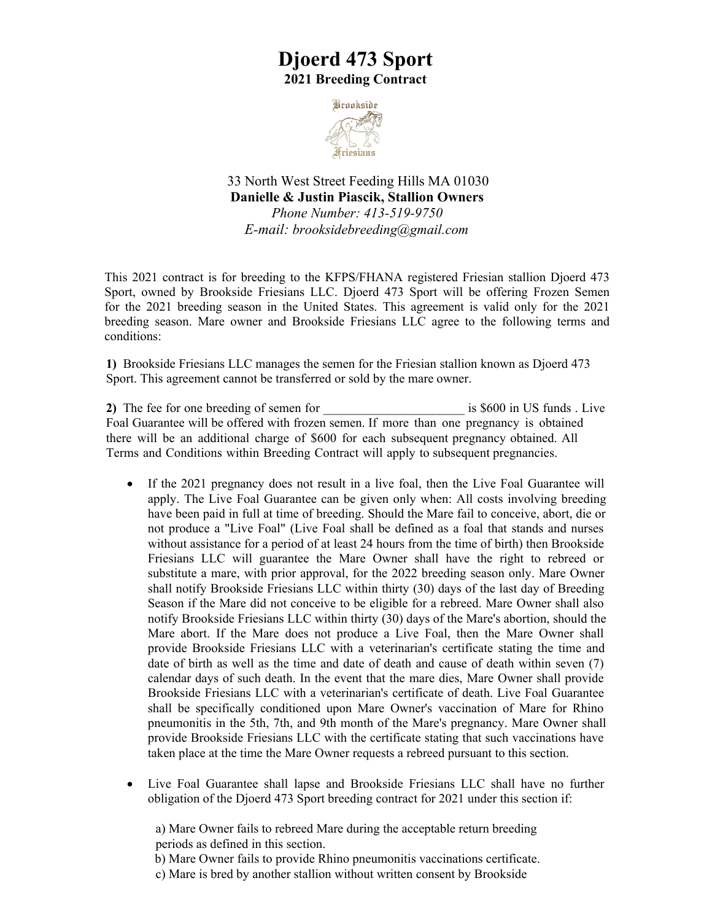# Djoerd 473 Sport

## 2021 Breeding Contract

33 North West Street Feeding Hills MA 01030
**Danielle & Justin Piascik, Stallion Owners**
*Phone Number: 413-519-9750*
*E-mail: brooksidebreeding@gmail.com*

This 2021 contract is for breeding to the KFPS/FHANA registered Friesian stallion Djoerd 473 Sport, owned by Brookside Friesians LLC. Djoerd 473 Sport will be offering Frozen Semen for the 2021 breeding season in the United States. This agreement is valid only for the 2021 breeding season. Mare owner and Brookside Friesians LLC agree to the following terms and conditions:

**1)** Brookside Friesians LLC manages the semen for the Friesian stallion known as Djoerd 473 Sport. This agreement cannot be transferred or sold by the mare owner.

**2)** The fee for one breeding of semen for ______________________ is $600 in US funds . Live Foal Guarantee will be offered with frozen semen. If more than one pregnancy is obtained there will be an additional charge of $600 for each subsequent pregnancy obtained. All Terms and Conditions within Breeding Contract will apply to subsequent pregnancies.

- If the 2021 pregnancy does not result in a live foal, then the Live Foal Guarantee will apply. The Live Foal Guarantee can be given only when: All costs involving breeding have been paid in full at time of breeding. Should the Mare fail to conceive, abort, die or not produce a "Live Foal" (Live Foal shall be defined as a foal that stands and nurses without assistance for a period of at least 24 hours from the time of birth) then Brookside Friesians LLC will guarantee the Mare Owner shall have the right to rebreed or substitute a mare, with prior approval, for the 2022 breeding season only. Mare Owner shall notify Brookside Friesians LLC within thirty (30) days of the last day of Breeding Season if the Mare did not conceive to be eligible for a rebreed. Mare Owner shall also notify Brookside Friesians LLC within thirty (30) days of the Mare's abortion, should the Mare abort. If the Mare does not produce a Live Foal, then the Mare Owner shall provide Brookside Friesians LLC with a veterinarian's certificate stating the time and date of birth as well as the time and date of death and cause of death within seven (7) calendar days of such death. In the event that the mare dies, Mare Owner shall provide Brookside Friesians LLC with a veterinarian's certificate of death. Live Foal Guarantee shall be specifically conditioned upon Mare Owner's vaccination of Mare for Rhino pneumonitis in the 5th, 7th, and 9th month of the Mare's pregnancy. Mare Owner shall provide Brookside Friesians LLC with the certificate stating that such vaccinations have taken place at the time the Mare Owner requests a rebreed pursuant to this section.

- Live Foal Guarantee shall lapse and Brookside Friesians LLC shall have no further obligation of the Djoerd 473 Sport breeding contract for 2021 under this section if:

  a) Mare Owner fails to rebreed Mare during the acceptable return breeding periods as defined in this section.
  b) Mare Owner fails to provide Rhino pneumonitis vaccinations certificate.
  c) Mare is bred by another stallion without written consent by Brookside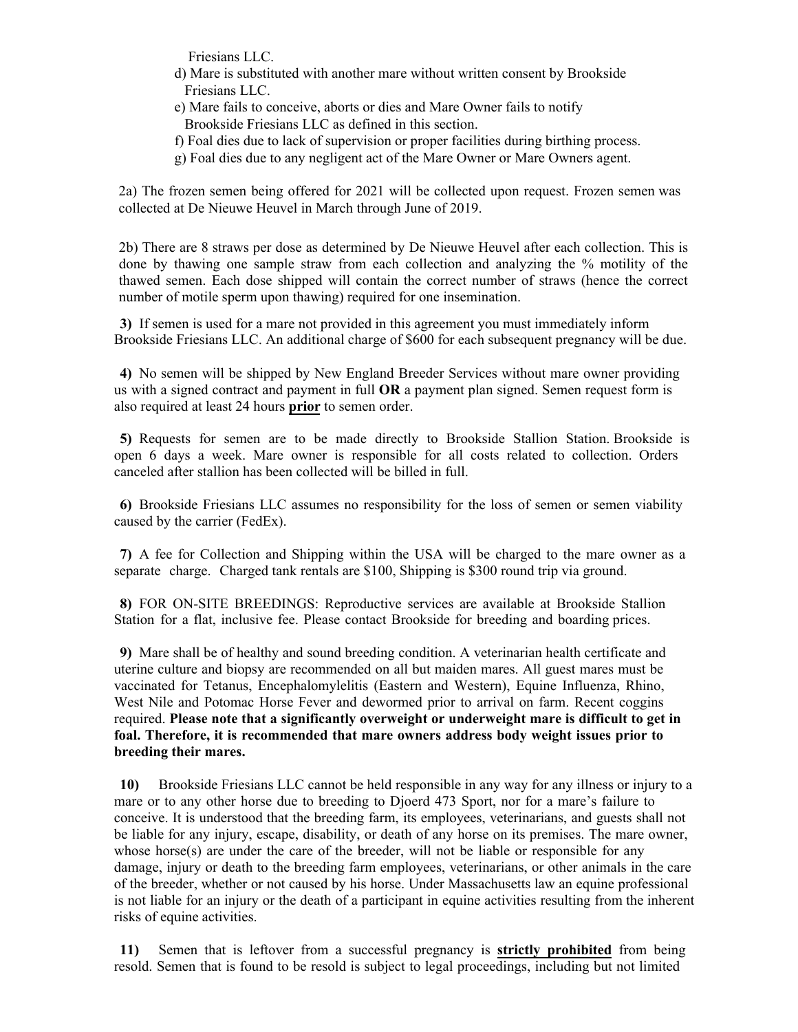Friesians LLC.

d) Mare is substituted with another mare without written consent by Brookside Friesians LLC.

e) Mare fails to conceive, aborts or dies and Mare Owner fails to notify Brookside Friesians LLC as defined in this section.

f) Foal dies due to lack of supervision or proper facilities during birthing process.

g) Foal dies due to any negligent act of the Mare Owner or Mare Owners agent.

2a) The frozen semen being offered for 2021 will be collected upon request. Frozen semen was collected at De Nieuwe Heuvel in March through June of 2019.

2b) There are 8 straws per dose as determined by De Nieuwe Heuvel after each collection. This is done by thawing one sample straw from each collection and analyzing the % motility of the thawed semen. Each dose shipped will contain the correct number of straws (hence the correct number of motile sperm upon thawing) required for one insemination.

**3)** If semen is used for a mare not provided in this agreement you must immediately inform Brookside Friesians LLC. An additional charge of $600 for each subsequent pregnancy will be due.

**4)** No semen will be shipped by New England Breeder Services without mare owner providing us with a signed contract and payment in full **OR** a payment plan signed. Semen request form is also required at least 24 hours **prior** to semen order.

**5)** Requests for semen are to be made directly to Brookside Stallion Station. Brookside is open 6 days a week. Mare owner is responsible for all costs related to collection. Orders canceled after stallion has been collected will be billed in full.

**6)** Brookside Friesians LLC assumes no responsibility for the loss of semen or semen viability caused by the carrier (FedEx).

**7)** A fee for Collection and Shipping within the USA will be charged to the mare owner as a separate charge. Charged tank rentals are $100, Shipping is $300 round trip via ground.

**8)** FOR ON-SITE BREEDINGS: Reproductive services are available at Brookside Stallion Station for a flat, inclusive fee. Please contact Brookside for breeding and boarding prices.

**9)** Mare shall be of healthy and sound breeding condition. A veterinarian health certificate and uterine culture and biopsy are recommended on all but maiden mares. All guest mares must be vaccinated for Tetanus, Encephalomylelitis (Eastern and Western), Equine Influenza, Rhino, West Nile and Potomac Horse Fever and dewormed prior to arrival on farm. Recent coggins required. **Please note that a significantly overweight or underweight mare is difficult to get in foal. Therefore, it is recommended that mare owners address body weight issues prior to breeding their mares.**

**10)** Brookside Friesians LLC cannot be held responsible in any way for any illness or injury to a mare or to any other horse due to breeding to Djoerd 473 Sport, nor for a mare's failure to conceive. It is understood that the breeding farm, its employees, veterinarians, and guests shall not be liable for any injury, escape, disability, or death of any horse on its premises. The mare owner, whose horse(s) are under the care of the breeder, will not be liable or responsible for any damage, injury or death to the breeding farm employees, veterinarians, or other animals in the care of the breeder, whether or not caused by his horse. Under Massachusetts law an equine professional is not liable for an injury or the death of a participant in equine activities resulting from the inherent risks of equine activities.

**11)** Semen that is leftover from a successful pregnancy is **strictly prohibited** from being resold. Semen that is found to be resold is subject to legal proceedings, including but not limited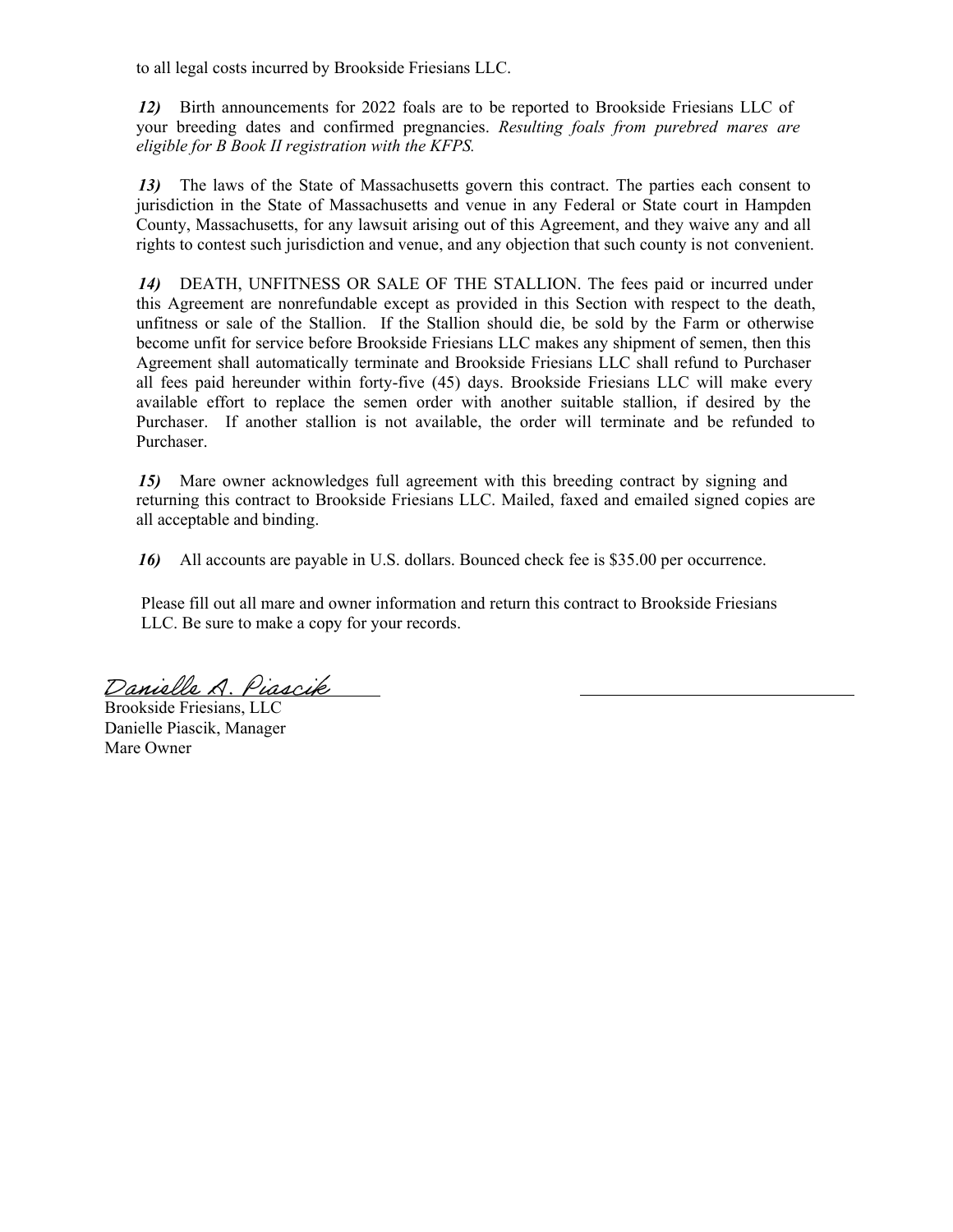to all legal costs incurred by Brookside Friesians LLC.

*12)* Birth announcements for 2022 foals are to be reported to Brookside Friesians LLC of your breeding dates and confirmed pregnancies. *Resulting foals from purebred mares are eligible for B Book II registration with the KFPS.*

*13)* The laws of the State of Massachusetts govern this contract. The parties each consent to jurisdiction in the State of Massachusetts and venue in any Federal or State court in Hampden County, Massachusetts, for any lawsuit arising out of this Agreement, and they waive any and all rights to contest such jurisdiction and venue, and any objection that such county is not convenient.

*14)* DEATH, UNFITNESS OR SALE OF THE STALLION. The fees paid or incurred under this Agreement are nonrefundable except as provided in this Section with respect to the death, unfitness or sale of the Stallion. If the Stallion should die, be sold by the Farm or otherwise become unfit for service before Brookside Friesians LLC makes any shipment of semen, then this Agreement shall automatically terminate and Brookside Friesians LLC shall refund to Purchaser all fees paid hereunder within forty-five (45) days. Brookside Friesians LLC will make every available effort to replace the semen order with another suitable stallion, if desired by the Purchaser. If another stallion is not available, the order will terminate and be refunded to Purchaser.

*15)* Mare owner acknowledges full agreement with this breeding contract by signing and returning this contract to Brookside Friesians LLC. Mailed, faxed and emailed signed copies are all acceptable and binding.

*16)* All accounts are payable in U.S. dollars. Bounced check fee is $35.00 per occurrence.

Please fill out all mare and owner information and return this contract to Brookside Friesians LLC. Be sure to make a copy for your records.

*Danielle A. Piascik* ______________________________

Brookside Friesians, LLC
Danielle Piascik, Manager
Mare Owner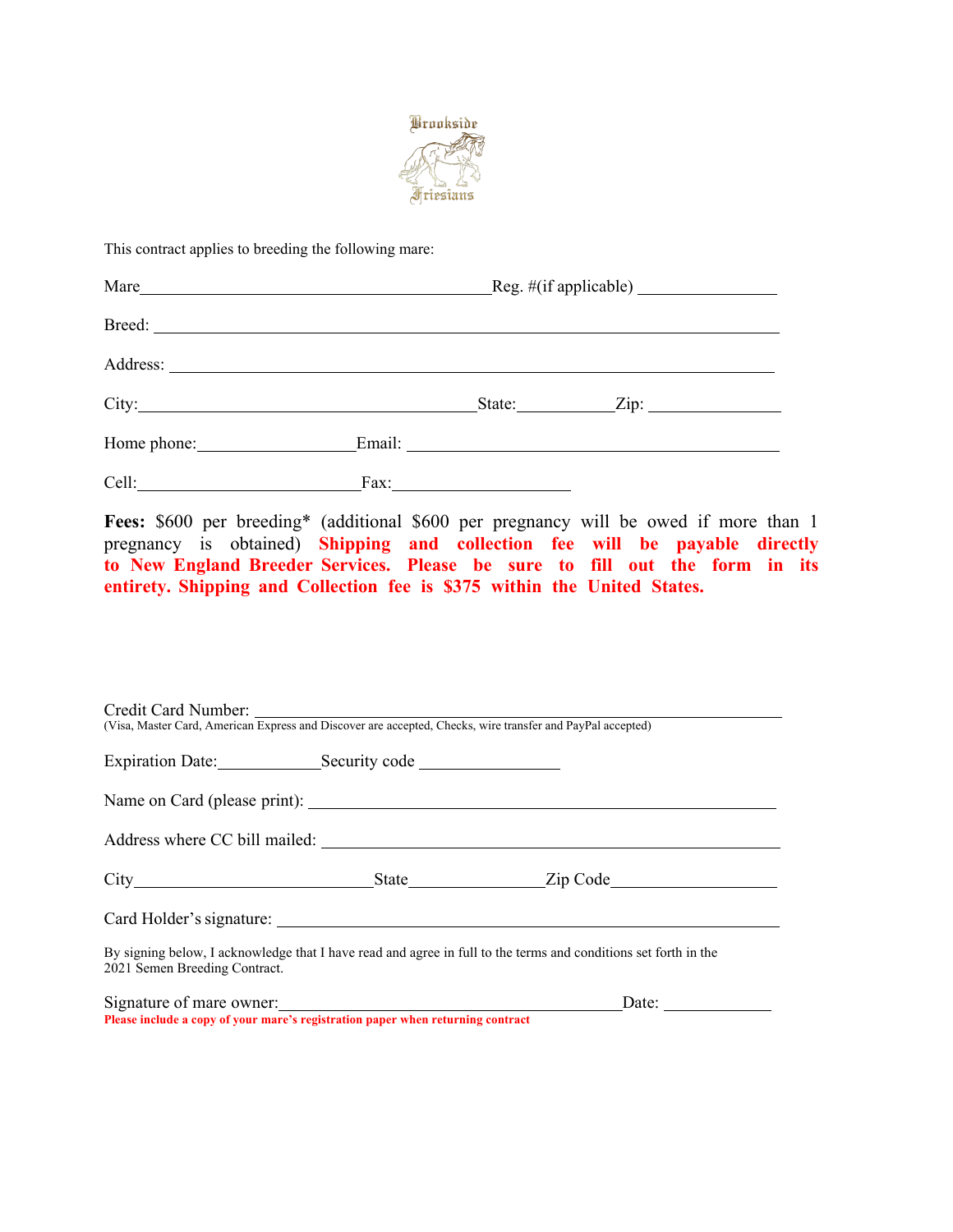Brookside Friesians

This contract applies to breeding the following mare:

Mare\_\_\_\_\_\_\_\_\_\_\_\_\_\_\_\_\_\_\_\_\_\_\_\_\_\_\_\_\_\_\_\_\_\_\_\_\_\_\_\_Reg. #(if applicable) \_\_\_\_\_\_\_\_\_\_\_\_\_\_\_\_

Breed: \_\_\_\_\_\_\_\_\_\_\_\_\_\_\_\_\_\_\_\_\_\_\_\_\_\_\_\_\_\_\_\_\_\_\_\_\_\_\_\_\_\_\_\_\_\_\_\_\_\_\_\_\_\_\_\_\_\_\_\_\_\_\_\_\_\_

Address: \_\_\_\_\_\_\_\_\_\_\_\_\_\_\_\_\_\_\_\_\_\_\_\_\_\_\_\_\_\_\_\_\_\_\_\_\_\_\_\_\_\_\_\_\_\_\_\_\_\_\_\_\_\_\_\_\_\_\_\_\_\_\_\_

City:\_\_\_\_\_\_\_\_\_\_\_\_\_\_\_\_\_\_\_\_\_\_\_\_\_\_\_\_\_\_\_\_\_\_\_\_\_\_State:\_\_\_\_\_\_\_\_\_\_\_Zip: \_\_\_\_\_\_\_\_\_\_\_\_\_\_\_

Home phone:\_\_\_\_\_\_\_\_\_\_\_\_\_\_\_\_\_\_Email: \_\_\_\_\_\_\_\_\_\_\_\_\_\_\_\_\_\_\_\_\_\_\_\_\_\_\_\_\_\_\_\_\_\_\_\_\_\_\_\_\_\_

Cell:\_\_\_\_\_\_\_\_\_\_\_\_\_\_\_\_\_\_\_\_\_\_\_\_\_\_Fax:\_\_\_\_\_\_\_\_\_\_\_\_\_\_\_\_\_\_\_\_

**Fees:** $600 per breeding* (additional $600 per pregnancy will be owed if more than 1 pregnancy is obtained) **Shipping and collection fee will be payable directly to New England Breeder Services. Please be sure to fill out the form in its entirety. Shipping and Collection fee is $375 within the United States.**

Credit Card Number: \_\_\_\_\_\_\_\_\_\_\_\_\_\_\_\_\_\_\_\_\_\_\_\_\_\_\_\_\_\_\_\_\_\_\_\_\_\_\_\_\_\_\_\_\_\_\_\_\_\_\_\_\_\_\_\_\_\_
(Visa, Master Card, American Express and Discover are accepted, Checks, wire transfer and PayPal accepted)

Expiration Date:\_\_\_\_\_\_\_\_\_\_\_\_Security code \_\_\_\_\_\_\_\_\_\_\_\_\_\_\_\_

Name on Card (please print): \_\_\_\_\_\_\_\_\_\_\_\_\_\_\_\_\_\_\_\_\_\_\_\_\_\_\_\_\_\_\_\_\_\_\_\_\_\_\_\_\_\_\_\_\_\_\_\_\_\_

Address where CC bill mailed: \_\_\_\_\_\_\_\_\_\_\_\_\_\_\_\_\_\_\_\_\_\_\_\_\_\_\_\_\_\_\_\_\_\_\_\_\_\_\_\_\_\_\_\_\_\_\_\_\_\_

City\_\_\_\_\_\_\_\_\_\_\_\_\_\_\_\_\_\_\_\_\_\_\_\_\_\_\_\_State\_\_\_\_\_\_\_\_\_\_\_\_\_\_\_\_Zip Code\_\_\_\_\_\_\_\_\_\_\_\_\_\_\_\_\_\_\_

Card Holder's signature: \_\_\_\_\_\_\_\_\_\_\_\_\_\_\_\_\_\_\_\_\_\_\_\_\_\_\_\_\_\_\_\_\_\_\_\_\_\_\_\_\_\_\_\_\_\_\_\_\_\_\_\_\_\_

By signing below, I acknowledge that I have read and agree in full to the terms and conditions set forth in the 2021 Semen Breeding Contract.

Signature of mare owner:\_\_\_\_\_\_\_\_\_\_\_\_\_\_\_\_\_\_\_\_\_\_\_\_\_\_\_\_\_\_\_\_\_\_\_\_\_\_\_\_\_Date: \_\_\_\_\_\_\_\_\_\_\_\_\_

**Please include a copy of your mare's registration paper when returning contract**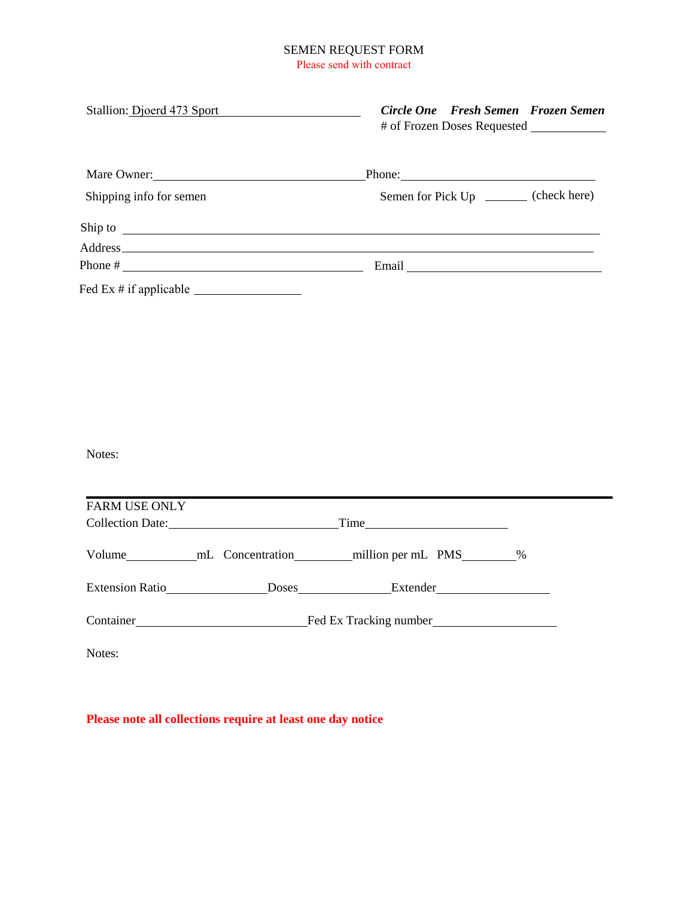# SEMEN REQUEST FORM

Please send with contract

Stallion: Djoerd 473 Sport

***Circle One*** ***Fresh Semen*** ***Frozen Semen***

\# of Frozen Doses Requested ___________

Mare Owner: ______________________________ Phone: ______________________________

Shipping info for semen

Semen for Pick Up _______ (check here)

Ship to ______________________________________________________________

Address ______________________________________________________________

Phone # ______________________________ Email ______________________________

Fed Ex # if applicable ________________

Notes:

---

FARM USE ONLY

Collection Date: __________________________ Time ______________________

Volume __________ mL Concentration _________ million per mL PMS ________ %

Extension Ratio _______________ Doses ______________ Extender _________________

Container __________________________ Fed Ex Tracking number ___________________

Notes:

**Please note all collections require at least one day notice**